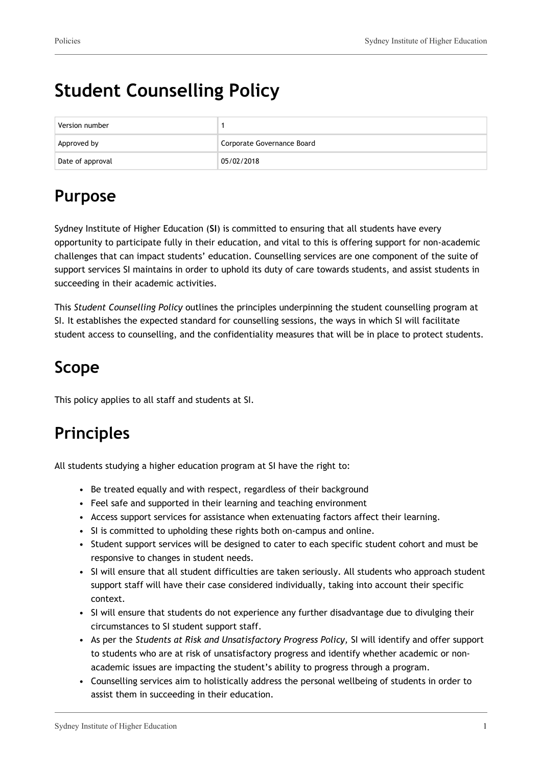# Student Counselling Policy

| Version number | 1 |
|---|---|
| Approved by | Corporate Governance Board |
| Date of approval | 05/02/2018 |

## Purpose

Sydney Institute of Higher Education (**SI**) is committed to ensuring that all students have every opportunity to participate fully in their education, and vital to this is offering support for non-academic challenges that can impact students' education. Counselling services are one component of the suite of support services SI maintains in order to uphold its duty of care towards students, and assist students in succeeding in their academic activities.

This *Student Counselling Policy* outlines the principles underpinning the student counselling program at SI. It establishes the expected standard for counselling sessions, the ways in which SI will facilitate student access to counselling, and the confidentiality measures that will be in place to protect students.

## Scope

This policy applies to all staff and students at SI.

## Principles

All students studying a higher education program at SI have the right to:

- Be treated equally and with respect, regardless of their background
- Feel safe and supported in their learning and teaching environment
- Access support services for assistance when extenuating factors affect their learning.
- SI is committed to upholding these rights both on-campus and online.
- Student support services will be designed to cater to each specific student cohort and must be responsive to changes in student needs.
- SI will ensure that all student difficulties are taken seriously. All students who approach student support staff will have their case considered individually, taking into account their specific context.
- SI will ensure that students do not experience any further disadvantage due to divulging their circumstances to SI student support staff.
- As per the *Students at Risk and Unsatisfactory Progress Policy,* SI will identify and offer support to students who are at risk of unsatisfactory progress and identify whether academic or non-academic issues are impacting the student's ability to progress through a program.
- Counselling services aim to holistically address the personal wellbeing of students in order to assist them in succeeding in their education.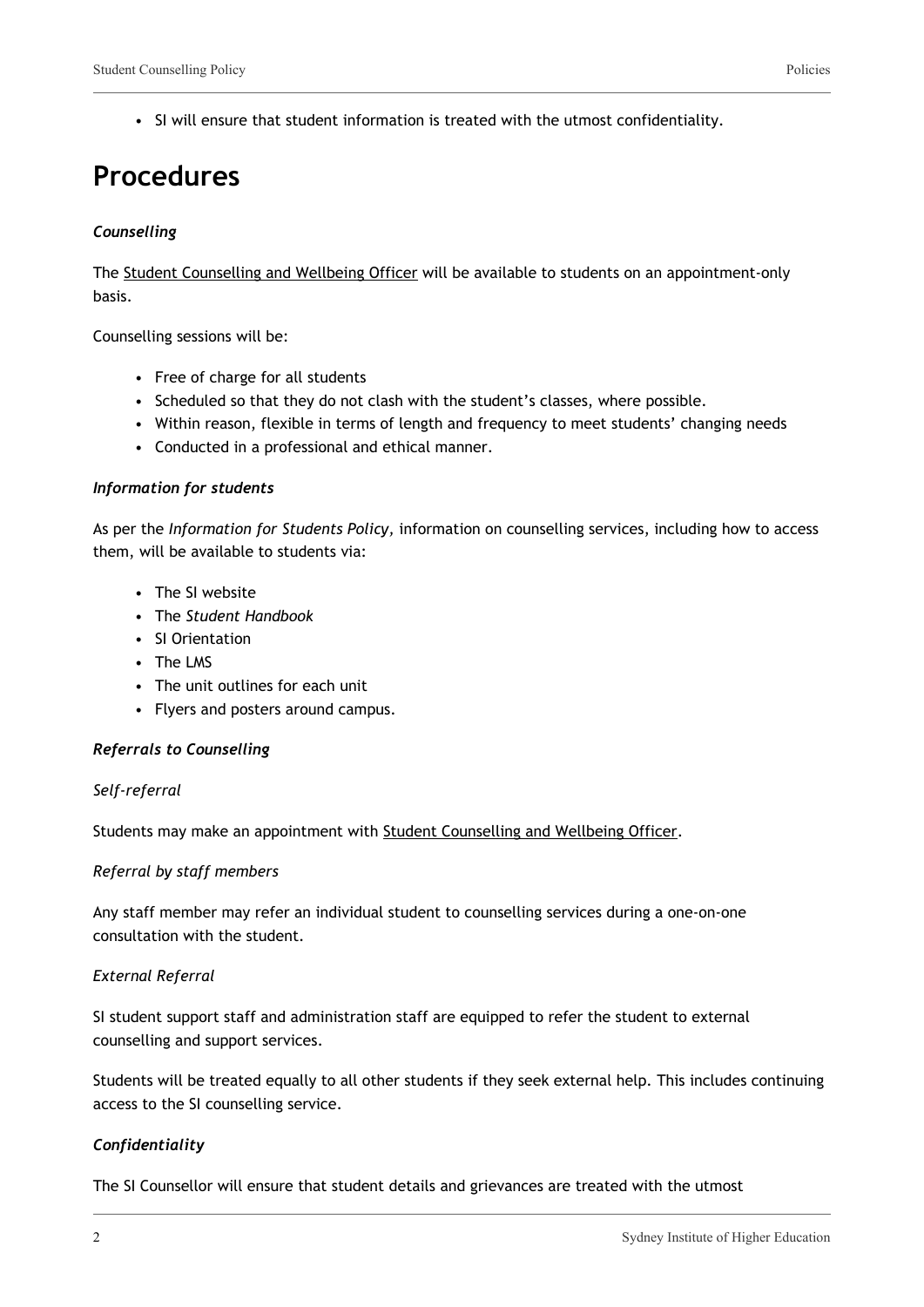- SI will ensure that student information is treated with the utmost confidentiality.

# Procedures

***Counselling***

The Student Counselling and Wellbeing Officer will be available to students on an appointment-only basis.

Counselling sessions will be:

- Free of charge for all students
- Scheduled so that they do not clash with the student's classes, where possible.
- Within reason, flexible in terms of length and frequency to meet students' changing needs
- Conducted in a professional and ethical manner.

***Information for students***

As per the *Information for Students Policy,* information on counselling services, including how to access them, will be available to students via:

- The SI website
- The *Student Handbook*
- SI Orientation
- The LMS
- The unit outlines for each unit
- Flyers and posters around campus.

***Referrals to Counselling***

*Self-referral*

Students may make an appointment with Student Counselling and Wellbeing Officer.

*Referral by staff members*

Any staff member may refer an individual student to counselling services during a one-on-one consultation with the student.

*External Referral*

SI student support staff and administration staff are equipped to refer the student to external counselling and support services.

Students will be treated equally to all other students if they seek external help. This includes continuing access to the SI counselling service.

***Confidentiality***

The SI Counsellor will ensure that student details and grievances are treated with the utmost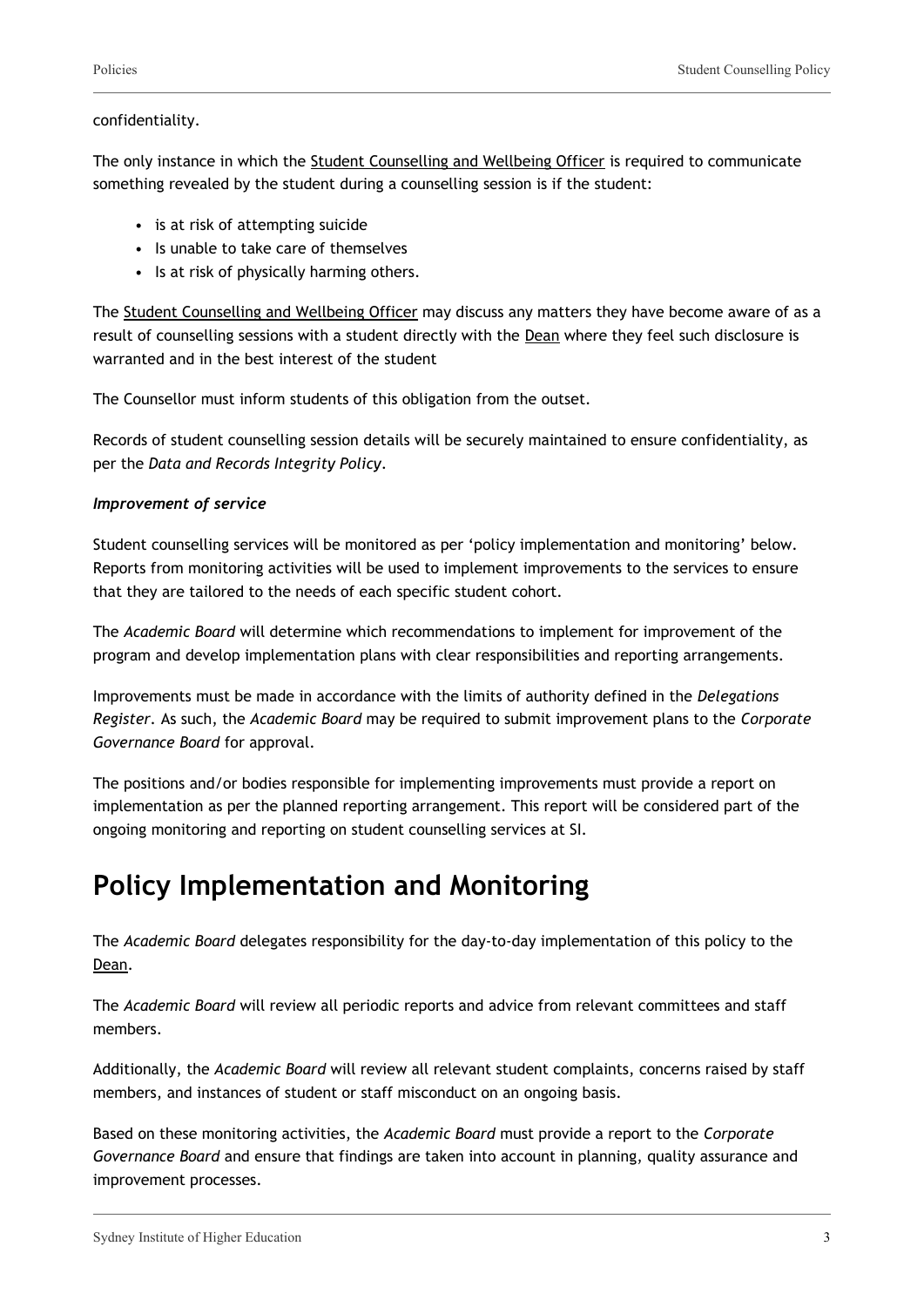confidentiality.

The only instance in which the Student Counselling and Wellbeing Officer is required to communicate something revealed by the student during a counselling session is if the student:

- is at risk of attempting suicide
- Is unable to take care of themselves
- Is at risk of physically harming others.

The Student Counselling and Wellbeing Officer may discuss any matters they have become aware of as a result of counselling sessions with a student directly with the Dean where they feel such disclosure is warranted and in the best interest of the student

The Counsellor must inform students of this obligation from the outset.

Records of student counselling session details will be securely maintained to ensure confidentiality, as per the *Data and Records Integrity Policy*.

***Improvement of service***

Student counselling services will be monitored as per 'policy implementation and monitoring' below. Reports from monitoring activities will be used to implement improvements to the services to ensure that they are tailored to the needs of each specific student cohort.

The *Academic Board* will determine which recommendations to implement for improvement of the program and develop implementation plans with clear responsibilities and reporting arrangements.

Improvements must be made in accordance with the limits of authority defined in the *Delegations Register*. As such, the *Academic Board* may be required to submit improvement plans to the *Corporate Governance Board* for approval.

The positions and/or bodies responsible for implementing improvements must provide a report on implementation as per the planned reporting arrangement. This report will be considered part of the ongoing monitoring and reporting on student counselling services at SI.

# Policy Implementation and Monitoring

The *Academic Board* delegates responsibility for the day-to-day implementation of this policy to the Dean.

The *Academic Board* will review all periodic reports and advice from relevant committees and staff members.

Additionally, the *Academic Board* will review all relevant student complaints, concerns raised by staff members, and instances of student or staff misconduct on an ongoing basis.

Based on these monitoring activities, the *Academic Board* must provide a report to the *Corporate Governance Board* and ensure that findings are taken into account in planning, quality assurance and improvement processes.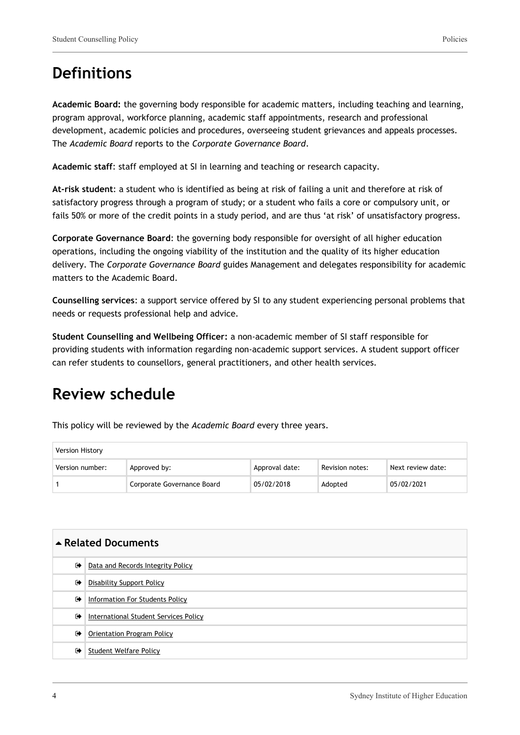## Definitions

**Academic Board:** the governing body responsible for academic matters, including teaching and learning, program approval, workforce planning, academic staff appointments, research and professional development, academic policies and procedures, overseeing student grievances and appeals processes. The *Academic Board* reports to the *Corporate Governance Board*.

**Academic staff**: staff employed at SI in learning and teaching or research capacity.

**At-risk student**: a student who is identified as being at risk of failing a unit and therefore at risk of satisfactory progress through a program of study; or a student who fails a core or compulsory unit, or fails 50% or more of the credit points in a study period, and are thus 'at risk' of unsatisfactory progress.

**Corporate Governance Board**: the governing body responsible for oversight of all higher education operations, including the ongoing viability of the institution and the quality of its higher education delivery. The *Corporate Governance Board* guides Management and delegates responsibility for academic matters to the Academic Board.

**Counselling services**: a support service offered by SI to any student experiencing personal problems that needs or requests professional help and advice.

**Student Counselling and Wellbeing Officer:** a non-academic member of SI staff responsible for providing students with information regarding non-academic support services. A student support officer can refer students to counsellors, general practitioners, and other health services.

## Review schedule

This policy will be reviewed by the *Academic Board* every three years.

| Version History | | | | |
|---|---|---|---|---|
| Version number: | Approved by: | Approval date: | Revision notes: | Next review date: |
| 1 | Corporate Governance Board | 05/02/2018 | Adopted | 05/02/2021 |

| ▲ Related Documents | |
|---|---|
| ➭ | Data and Records Integrity Policy |
| ➭ | Disability Support Policy |
| ➭ | Information For Students Policy |
| ➭ | International Student Services Policy |
| ➭ | Orientation Program Policy |
| ➭ | Student Welfare Policy |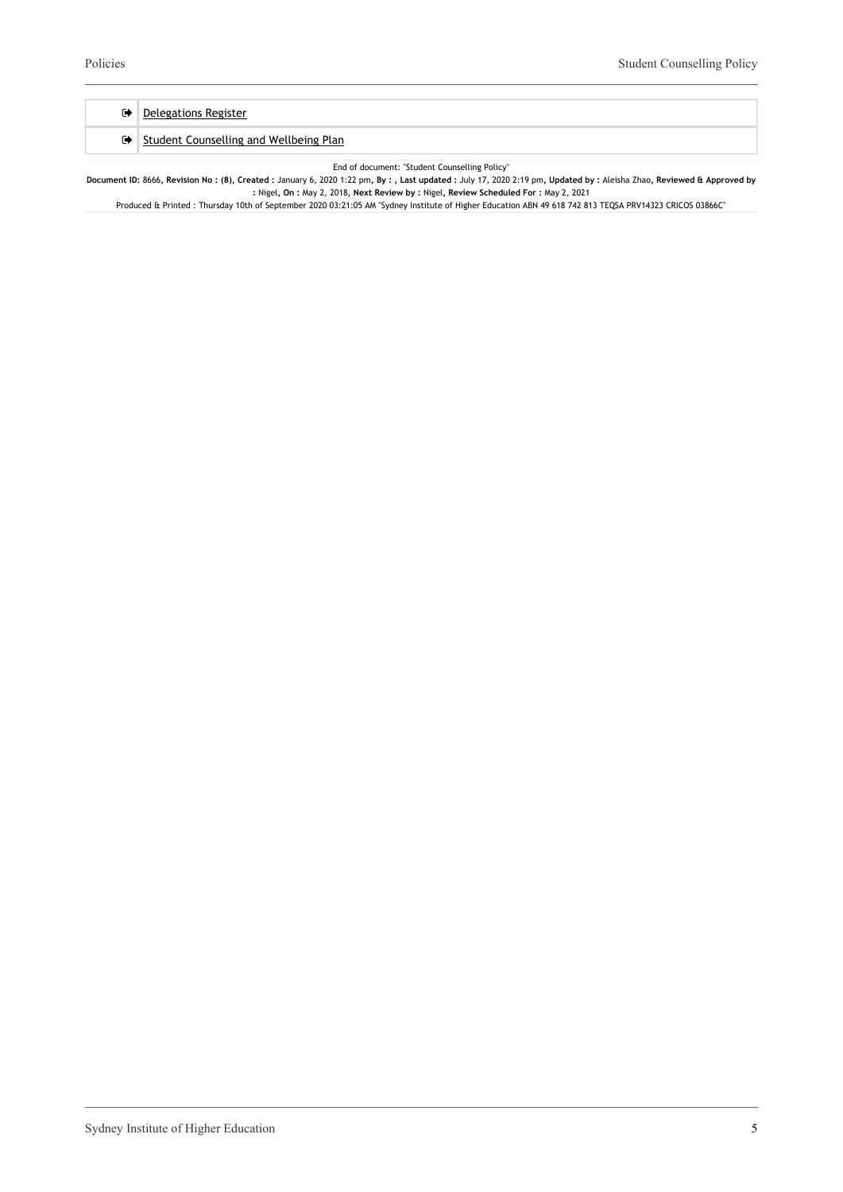| | |
|---|---|
| ➡ | Delegations Register |
| ➡ | Student Counselling and Wellbeing Plan |

End of document: "Student Counselling Policy"

**Document ID:** 8666, **Revision No : (8), Created :** January 6, 2020 1:22 pm, **By : , Last updated :** July 17, 2020 2:19 pm, **Updated by :** Aleisha Zhao, **Reviewed & Approved by :** Nigel, **On :** May 2, 2018, **Next Review by :** Nigel, **Review Scheduled For :** May 2, 2021

Produced & Printed : Thursday 10th of September 2020 03:21:05 AM "Sydney Institute of Higher Education ABN 49 618 742 813 TEQSA PRV14323 CRICOS 03866C"